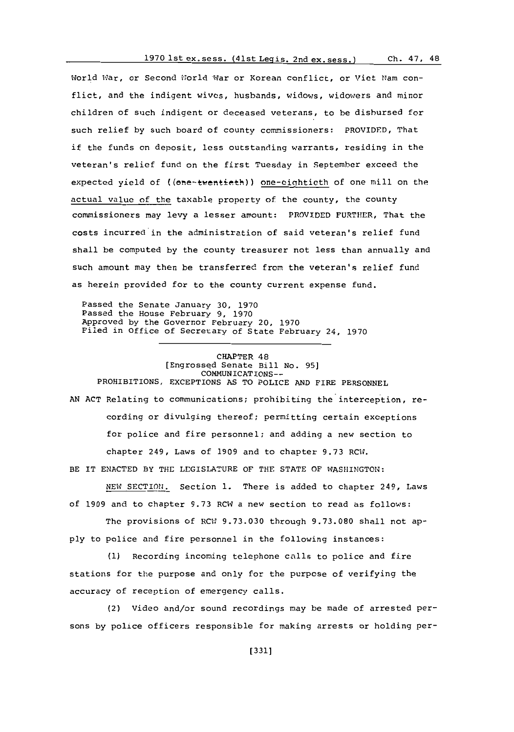World War, or Second World War or Korean conflict, or Viet Nam conflict, and the indigent wives, husbands, widows, widowers and minor children of such indigent or deceased veterans, to be disbursed for such relief by such board of county commissioners: PROVIDED, That if the funds on deposit, less outstanding warrants, residing in the veteran's relief fund on the first Tuesday in September exceed the expected yield of ((~~one-twentieth~~)) <u>one-eightieth</u> of one mill on the <u>actual value of the</u> taxable property of the county, the county commissioners may levy a lesser amount: PROVIDED FURTHER, That the costs incurred in the administration of said veteran's relief fund shall be computed by the county treasurer not less than annually and such amount may then be transferred from the veteran's relief fund as herein provided for to the county current expense fund.

Passed the Senate January 30, 1970
Passed the House February 9, 1970
Approved by the Governor February 20, 1970
Filed in Office of Secretary of State February 24, 1970

---

## CHAPTER 48
### [Engrossed Senate Bill No. 95]
### COMMUNICATIONS--
### PROHIBITIONS, EXCEPTIONS AS TO POLICE AND FIRE PERSONNEL

AN ACT Relating to communications; prohibiting the interception, recording or divulging thereof; permitting certain exceptions for police and fire personnel; and adding a new section to chapter 249, Laws of 1909 and to chapter 9.73 RCW.

BE IT ENACTED BY THE LEGISLATURE OF THE STATE OF WASHINGTON:

<u>NEW SECTION.</u> Section 1. There is added to chapter 249, Laws of 1909 and to chapter 9.73 RCW a new section to read as follows:

The provisions of RCW 9.73.030 through 9.73.080 shall not apply to police and fire personnel in the following instances:

(1) Recording incoming telephone calls to police and fire stations for the purpose and only for the purpose of verifying the accuracy of reception of emergency calls.

(2) Video and/or sound recordings may be made of arrested persons by police officers responsible for making arrests or holding per-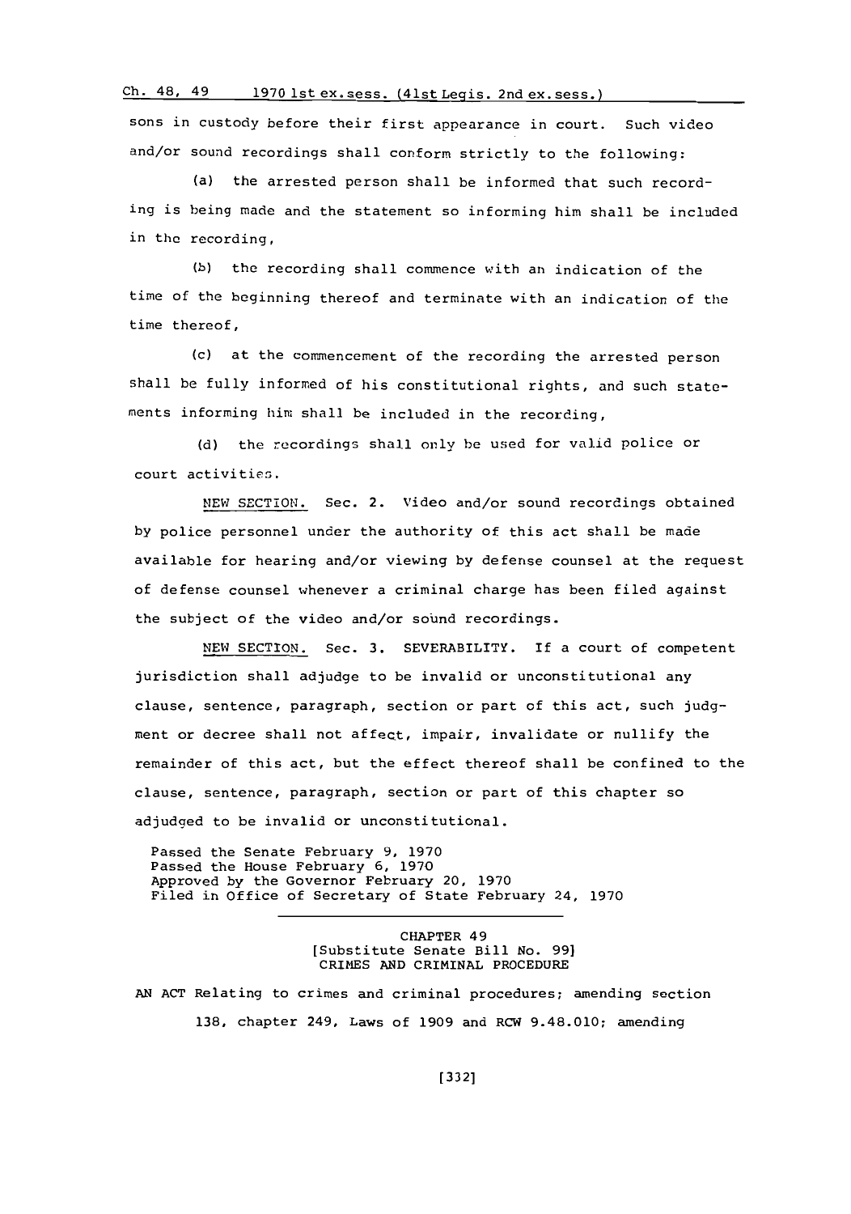sons in custody before their first appearance in court. Such video and/or sound recordings shall conform strictly to the following:

(a) the arrested person shall be informed that such recording is being made and the statement so informing him shall be included in the recording,

(b) the recording shall commence with an indication of the time of the beginning thereof and terminate with an indication of the time thereof,

(c) at the commencement of the recording the arrested person shall be fully informed of his constitutional rights, and such statements informing him shall be included in the recording,

(d) the recordings shall only be used for valid police or court activities.

NEW SECTION. Sec. 2. Video and/or sound recordings obtained by police personnel under the authority of this act shall be made available for hearing and/or viewing by defense counsel at the request of defense counsel whenever a criminal charge has been filed against the subject of the video and/or sound recordings.

NEW SECTION. Sec. 3. SEVERABILITY. If a court of competent jurisdiction shall adjudge to be invalid or unconstitutional any clause, sentence, paragraph, section or part of this act, such judgment or decree shall not affect, impair, invalidate or nullify the remainder of this act, but the effect thereof shall be confined to the clause, sentence, paragraph, section or part of this chapter so adjudged to be invalid or unconstitutional.

Passed the Senate February 9, 1970
Passed the House February 6, 1970
Approved by the Governor February 20, 1970
Filed in Office of Secretary of State February 24, 1970

---

CHAPTER 49
[Substitute Senate Bill No. 99]
CRIMES AND CRIMINAL PROCEDURE

AN ACT Relating to crimes and criminal procedures; amending section 138, chapter 249, Laws of 1909 and RCW 9.48.010; amending